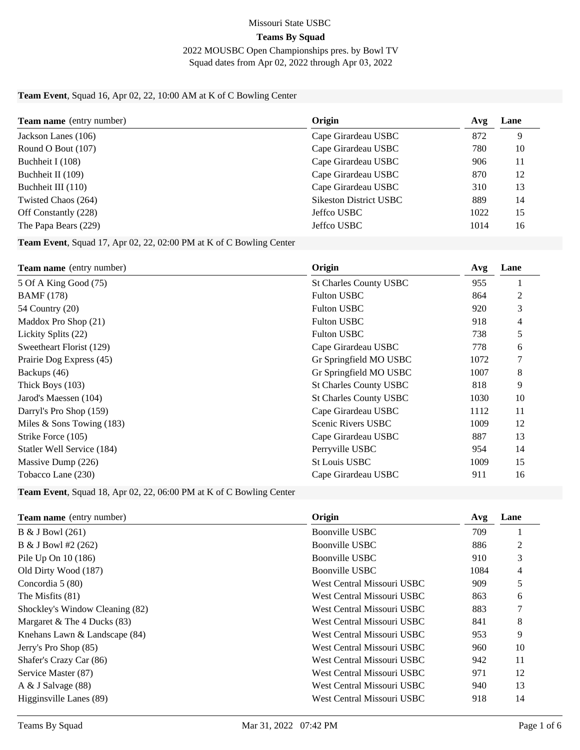# Missouri State USBC

## Teams By Squad

2022 MOUSBC Open Championships pres. by Bowl TV

Squad dates from Apr 02, 2022 through Apr 03, 2022

**Team Event**, Squad 16, Apr 02, 22, 10:00 AM at K of C Bowling Center

| **Team name** (entry number) | Origin | Avg | Lane |
|---|---|---|---|
| Jackson Lanes (106) | Cape Girardeau USBC | 872 | 9 |
| Round O Bout (107) | Cape Girardeau USBC | 780 | 10 |
| Buchheit I (108) | Cape Girardeau USBC | 906 | 11 |
| Buchheit II (109) | Cape Girardeau USBC | 870 | 12 |
| Buchheit III (110) | Cape Girardeau USBC | 310 | 13 |
| Twisted Chaos (264) | Sikeston District USBC | 889 | 14 |
| Off Constantly (228) | Jeffco USBC | 1022 | 15 |
| The Papa Bears (229) | Jeffco USBC | 1014 | 16 |

**Team Event**, Squad 17, Apr 02, 22, 02:00 PM at K of C Bowling Center

| **Team name** (entry number) | Origin | Avg | Lane |
|---|---|---|---|
| 5 Of A King Good (75) | St Charles County USBC | 955 | 1 |
| BAMF (178) | Fulton USBC | 864 | 2 |
| 54 Country (20) | Fulton USBC | 920 | 3 |
| Maddox Pro Shop (21) | Fulton USBC | 918 | 4 |
| Lickity Splits (22) | Fulton USBC | 738 | 5 |
| Sweetheart Florist (129) | Cape Girardeau USBC | 778 | 6 |
| Prairie Dog Express (45) | Gr Springfield MO USBC | 1072 | 7 |
| Backups (46) | Gr Springfield MO USBC | 1007 | 8 |
| Thick Boys (103) | St Charles County USBC | 818 | 9 |
| Jarod's Maessen (104) | St Charles County USBC | 1030 | 10 |
| Darryl's Pro Shop (159) | Cape Girardeau USBC | 1112 | 11 |
| Miles & Sons Towing (183) | Scenic Rivers USBC | 1009 | 12 |
| Strike Force (105) | Cape Girardeau USBC | 887 | 13 |
| Statler Well Service (184) | Perryville USBC | 954 | 14 |
| Massive Dump (226) | St Louis USBC | 1009 | 15 |
| Tobacco Lane (230) | Cape Girardeau USBC | 911 | 16 |

**Team Event**, Squad 18, Apr 02, 22, 06:00 PM at K of C Bowling Center

| **Team name** (entry number) | Origin | Avg | Lane |
|---|---|---|---|
| B & J Bowl (261) | Boonville USBC | 709 | 1 |
| B & J Bowl #2 (262) | Boonville USBC | 886 | 2 |
| Pile Up On 10 (186) | Boonville USBC | 910 | 3 |
| Old Dirty Wood (187) | Boonville USBC | 1084 | 4 |
| Concordia 5 (80) | West Central Missouri USBC | 909 | 5 |
| The Misfits (81) | West Central Missouri USBC | 863 | 6 |
| Shockley's Window Cleaning (82) | West Central Missouri USBC | 883 | 7 |
| Margaret & The 4 Ducks (83) | West Central Missouri USBC | 841 | 8 |
| Knehans Lawn & Landscape (84) | West Central Missouri USBC | 953 | 9 |
| Jerry's Pro Shop (85) | West Central Missouri USBC | 960 | 10 |
| Shafer's Crazy Car (86) | West Central Missouri USBC | 942 | 11 |
| Service Master (87) | West Central Missouri USBC | 971 | 12 |
| A & J Salvage (88) | West Central Missouri USBC | 940 | 13 |
| Higginsville Lanes (89) | West Central Missouri USBC | 918 | 14 |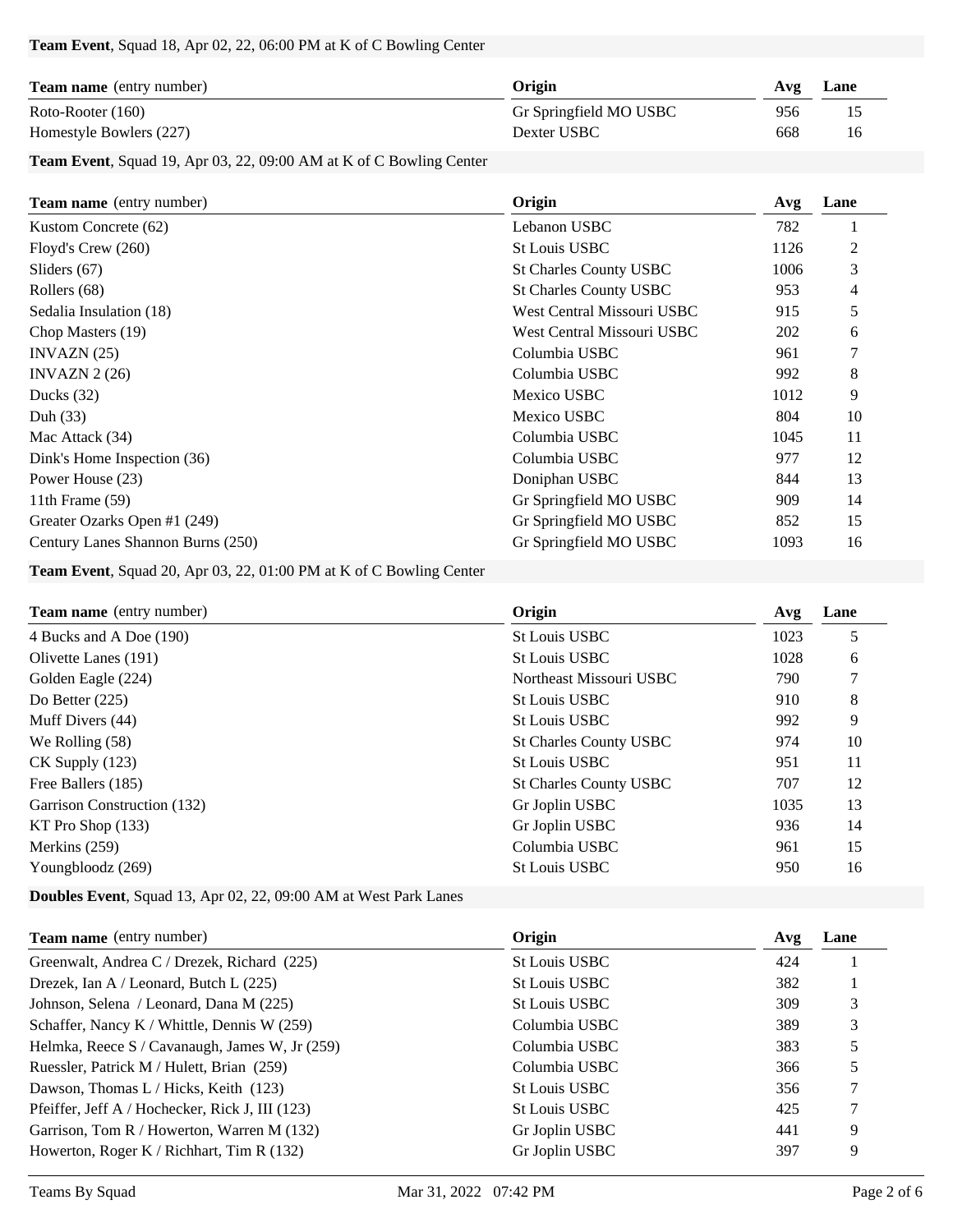**Team Event**, Squad 18, Apr 02, 22, 06:00 PM at K of C Bowling Center

| **Team name** (entry number) | **Origin** | **Avg** | **Lane** |
|---|---|---|---|
| Roto-Rooter (160) | Gr Springfield MO USBC | 956 | 15 |
| Homestyle Bowlers (227) | Dexter USBC | 668 | 16 |

**Team Event**, Squad 19, Apr 03, 22, 09:00 AM at K of C Bowling Center

| **Team name** (entry number) | **Origin** | **Avg** | **Lane** |
|---|---|---|---|
| Kustom Concrete (62) | Lebanon USBC | 782 | 1 |
| Floyd's Crew (260) | St Louis USBC | 1126 | 2 |
| Sliders (67) | St Charles County USBC | 1006 | 3 |
| Rollers (68) | St Charles County USBC | 953 | 4 |
| Sedalia Insulation (18) | West Central Missouri USBC | 915 | 5 |
| Chop Masters (19) | West Central Missouri USBC | 202 | 6 |
| INVAZN (25) | Columbia USBC | 961 | 7 |
| INVAZN 2 (26) | Columbia USBC | 992 | 8 |
| Ducks (32) | Mexico USBC | 1012 | 9 |
| Duh (33) | Mexico USBC | 804 | 10 |
| Mac Attack (34) | Columbia USBC | 1045 | 11 |
| Dink's Home Inspection (36) | Columbia USBC | 977 | 12 |
| Power House (23) | Doniphan USBC | 844 | 13 |
| 11th Frame (59) | Gr Springfield MO USBC | 909 | 14 |
| Greater Ozarks Open #1 (249) | Gr Springfield MO USBC | 852 | 15 |
| Century Lanes Shannon Burns (250) | Gr Springfield MO USBC | 1093 | 16 |

**Team Event**, Squad 20, Apr 03, 22, 01:00 PM at K of C Bowling Center

| **Team name** (entry number) | **Origin** | **Avg** | **Lane** |
|---|---|---|---|
| 4 Bucks and A Doe (190) | St Louis USBC | 1023 | 5 |
| Olivette Lanes (191) | St Louis USBC | 1028 | 6 |
| Golden Eagle (224) | Northeast Missouri USBC | 790 | 7 |
| Do Better (225) | St Louis USBC | 910 | 8 |
| Muff Divers (44) | St Louis USBC | 992 | 9 |
| We Rolling (58) | St Charles County USBC | 974 | 10 |
| CK Supply (123) | St Louis USBC | 951 | 11 |
| Free Ballers (185) | St Charles County USBC | 707 | 12 |
| Garrison Construction (132) | Gr Joplin USBC | 1035 | 13 |
| KT Pro Shop (133) | Gr Joplin USBC | 936 | 14 |
| Merkins (259) | Columbia USBC | 961 | 15 |
| Youngbloodz (269) | St Louis USBC | 950 | 16 |

**Doubles Event**, Squad 13, Apr 02, 22, 09:00 AM at West Park Lanes

| **Team name** (entry number) | **Origin** | **Avg** | **Lane** |
|---|---|---|---|
| Greenwalt, Andrea C / Drezek, Richard (225) | St Louis USBC | 424 | 1 |
| Drezek, Ian A / Leonard, Butch L (225) | St Louis USBC | 382 | 1 |
| Johnson, Selena / Leonard, Dana M (225) | St Louis USBC | 309 | 3 |
| Schaffer, Nancy K / Whittle, Dennis W (259) | Columbia USBC | 389 | 3 |
| Helmka, Reece S / Cavanaugh, James W, Jr (259) | Columbia USBC | 383 | 5 |
| Ruessler, Patrick M / Hulett, Brian (259) | Columbia USBC | 366 | 5 |
| Dawson, Thomas L / Hicks, Keith (123) | St Louis USBC | 356 | 7 |
| Pfeiffer, Jeff A / Hochecker, Rick J, III (123) | St Louis USBC | 425 | 7 |
| Garrison, Tom R / Howerton, Warren M (132) | Gr Joplin USBC | 441 | 9 |
| Howerton, Roger K / Richhart, Tim R (132) | Gr Joplin USBC | 397 | 9 |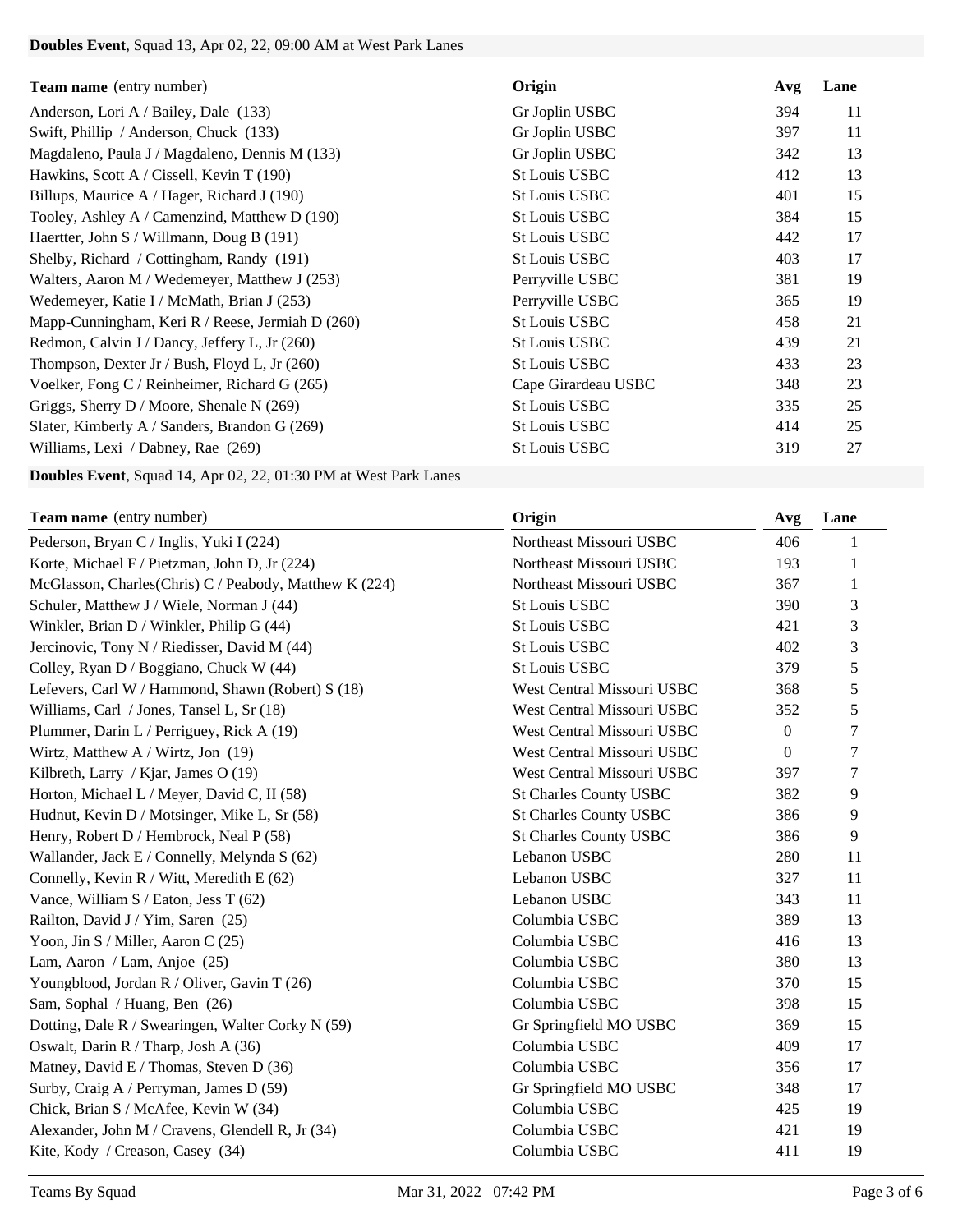**Doubles Event**, Squad 13, Apr 02, 22, 09:00 AM at West Park Lanes

| **Team name** (entry number) | **Origin** | **Avg** | **Lane** |
|---|---|---|---|
| Anderson, Lori A / Bailey, Dale (133) | Gr Joplin USBC | 394 | 11 |
| Swift, Phillip / Anderson, Chuck (133) | Gr Joplin USBC | 397 | 11 |
| Magdaleno, Paula J / Magdaleno, Dennis M (133) | Gr Joplin USBC | 342 | 13 |
| Hawkins, Scott A / Cissell, Kevin T (190) | St Louis USBC | 412 | 13 |
| Billups, Maurice A / Hager, Richard J (190) | St Louis USBC | 401 | 15 |
| Tooley, Ashley A / Camenzind, Matthew D (190) | St Louis USBC | 384 | 15 |
| Haertter, John S / Willmann, Doug B (191) | St Louis USBC | 442 | 17 |
| Shelby, Richard / Cottingham, Randy (191) | St Louis USBC | 403 | 17 |
| Walters, Aaron M / Wedemeyer, Matthew J (253) | Perryville USBC | 381 | 19 |
| Wedemeyer, Katie I / McMath, Brian J (253) | Perryville USBC | 365 | 19 |
| Mapp-Cunningham, Keri R / Reese, Jermiah D (260) | St Louis USBC | 458 | 21 |
| Redmon, Calvin J / Dancy, Jeffery L, Jr (260) | St Louis USBC | 439 | 21 |
| Thompson, Dexter Jr / Bush, Floyd L, Jr (260) | St Louis USBC | 433 | 23 |
| Voelker, Fong C / Reinheimer, Richard G (265) | Cape Girardeau USBC | 348 | 23 |
| Griggs, Sherry D / Moore, Shenale N (269) | St Louis USBC | 335 | 25 |
| Slater, Kimberly A / Sanders, Brandon G (269) | St Louis USBC | 414 | 25 |
| Williams, Lexi / Dabney, Rae (269) | St Louis USBC | 319 | 27 |

**Doubles Event**, Squad 14, Apr 02, 22, 01:30 PM at West Park Lanes

| **Team name** (entry number) | **Origin** | **Avg** | **Lane** |
|---|---|---|---|
| Pederson, Bryan C / Inglis, Yuki I (224) | Northeast Missouri USBC | 406 | 1 |
| Korte, Michael F / Pietzman, John D, Jr (224) | Northeast Missouri USBC | 193 | 1 |
| McGlasson, Charles(Chris) C / Peabody, Matthew K (224) | Northeast Missouri USBC | 367 | 1 |
| Schuler, Matthew J / Wiele, Norman J (44) | St Louis USBC | 390 | 3 |
| Winkler, Brian D / Winkler, Philip G (44) | St Louis USBC | 421 | 3 |
| Jercinovic, Tony N / Riedisser, David M (44) | St Louis USBC | 402 | 3 |
| Colley, Ryan D / Boggiano, Chuck W (44) | St Louis USBC | 379 | 5 |
| Lefevers, Carl W / Hammond, Shawn (Robert) S (18) | West Central Missouri USBC | 368 | 5 |
| Williams, Carl / Jones, Tansel L, Sr (18) | West Central Missouri USBC | 352 | 5 |
| Plummer, Darin L / Perriguey, Rick A (19) | West Central Missouri USBC | 0 | 7 |
| Wirtz, Matthew A / Wirtz, Jon (19) | West Central Missouri USBC | 0 | 7 |
| Kilbreth, Larry / Kjar, James O (19) | West Central Missouri USBC | 397 | 7 |
| Horton, Michael L / Meyer, David C, II (58) | St Charles County USBC | 382 | 9 |
| Hudnut, Kevin D / Motsinger, Mike L, Sr (58) | St Charles County USBC | 386 | 9 |
| Henry, Robert D / Hembrock, Neal P (58) | St Charles County USBC | 386 | 9 |
| Wallander, Jack E / Connelly, Melynda S (62) | Lebanon USBC | 280 | 11 |
| Connelly, Kevin R / Witt, Meredith E (62) | Lebanon USBC | 327 | 11 |
| Vance, William S / Eaton, Jess T (62) | Lebanon USBC | 343 | 11 |
| Railton, David J / Yim, Saren (25) | Columbia USBC | 389 | 13 |
| Yoon, Jin S / Miller, Aaron C (25) | Columbia USBC | 416 | 13 |
| Lam, Aaron / Lam, Anjoe (25) | Columbia USBC | 380 | 13 |
| Youngblood, Jordan R / Oliver, Gavin T (26) | Columbia USBC | 370 | 15 |
| Sam, Sophal / Huang, Ben (26) | Columbia USBC | 398 | 15 |
| Dotting, Dale R / Swearingen, Walter Corky N (59) | Gr Springfield MO USBC | 369 | 15 |
| Oswalt, Darin R / Tharp, Josh A (36) | Columbia USBC | 409 | 17 |
| Matney, David E / Thomas, Steven D (36) | Columbia USBC | 356 | 17 |
| Surby, Craig A / Perryman, James D (59) | Gr Springfield MO USBC | 348 | 17 |
| Chick, Brian S / McAfee, Kevin W (34) | Columbia USBC | 425 | 19 |
| Alexander, John M / Cravens, Glendell R, Jr (34) | Columbia USBC | 421 | 19 |
| Kite, Kody / Creason, Casey (34) | Columbia USBC | 411 | 19 |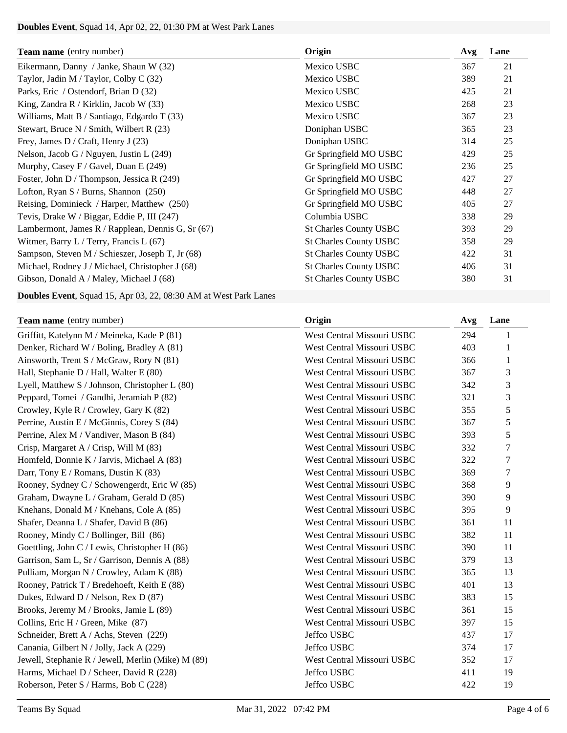**Doubles Event**, Squad 14, Apr 02, 22, 01:30 PM at West Park Lanes

| Team name (entry number) | Origin | Avg | Lane |
|---|---|---|---|
| Eikermann, Danny / Janke, Shaun W (32) | Mexico USBC | 367 | 21 |
| Taylor, Jadin M / Taylor, Colby C (32) | Mexico USBC | 389 | 21 |
| Parks, Eric / Ostendorf, Brian D (32) | Mexico USBC | 425 | 21 |
| King, Zandra R / Kirklin, Jacob W (33) | Mexico USBC | 268 | 23 |
| Williams, Matt B / Santiago, Edgardo T (33) | Mexico USBC | 367 | 23 |
| Stewart, Bruce N / Smith, Wilbert R (23) | Doniphan USBC | 365 | 23 |
| Frey, James D / Craft, Henry J (23) | Doniphan USBC | 314 | 25 |
| Nelson, Jacob G / Nguyen, Justin L (249) | Gr Springfield MO USBC | 429 | 25 |
| Murphy, Casey F / Gavel, Duan E (249) | Gr Springfield MO USBC | 236 | 25 |
| Foster, John D / Thompson, Jessica R (249) | Gr Springfield MO USBC | 427 | 27 |
| Lofton, Ryan S / Burns, Shannon (250) | Gr Springfield MO USBC | 448 | 27 |
| Reising, Dominieck / Harper, Matthew (250) | Gr Springfield MO USBC | 405 | 27 |
| Tevis, Drake W / Biggar, Eddie P, III (247) | Columbia USBC | 338 | 29 |
| Lambermont, James R / Rapplean, Dennis G, Sr (67) | St Charles County USBC | 393 | 29 |
| Witmer, Barry L / Terry, Francis L (67) | St Charles County USBC | 358 | 29 |
| Sampson, Steven M / Schieszer, Joseph T, Jr (68) | St Charles County USBC | 422 | 31 |
| Michael, Rodney J / Michael, Christopher J (68) | St Charles County USBC | 406 | 31 |
| Gibson, Donald A / Maley, Michael J (68) | St Charles County USBC | 380 | 31 |

**Doubles Event**, Squad 15, Apr 03, 22, 08:30 AM at West Park Lanes

| Team name (entry number) | Origin | Avg | Lane |
|---|---|---|---|
| Griffitt, Katelynn M / Meineka, Kade P (81) | West Central Missouri USBC | 294 | 1 |
| Denker, Richard W / Boling, Bradley A (81) | West Central Missouri USBC | 403 | 1 |
| Ainsworth, Trent S / McGraw, Rory N (81) | West Central Missouri USBC | 366 | 1 |
| Hall, Stephanie D / Hall, Walter E (80) | West Central Missouri USBC | 367 | 3 |
| Lyell, Matthew S / Johnson, Christopher L (80) | West Central Missouri USBC | 342 | 3 |
| Peppard, Tomei / Gandhi, Jeramiah P (82) | West Central Missouri USBC | 321 | 3 |
| Crowley, Kyle R / Crowley, Gary K (82) | West Central Missouri USBC | 355 | 5 |
| Perrine, Austin E / McGinnis, Corey S (84) | West Central Missouri USBC | 367 | 5 |
| Perrine, Alex M / Vandiver, Mason B (84) | West Central Missouri USBC | 393 | 5 |
| Crisp, Margaret A / Crisp, Will M (83) | West Central Missouri USBC | 332 | 7 |
| Homfeld, Donnie K / Jarvis, Michael A (83) | West Central Missouri USBC | 322 | 7 |
| Darr, Tony E / Romans, Dustin K (83) | West Central Missouri USBC | 369 | 7 |
| Rooney, Sydney C / Schowengerdt, Eric W (85) | West Central Missouri USBC | 368 | 9 |
| Graham, Dwayne L / Graham, Gerald D (85) | West Central Missouri USBC | 390 | 9 |
| Knehans, Donald M / Knehans, Cole A (85) | West Central Missouri USBC | 395 | 9 |
| Shafer, Deanna L / Shafer, David B (86) | West Central Missouri USBC | 361 | 11 |
| Rooney, Mindy C / Bollinger, Bill (86) | West Central Missouri USBC | 382 | 11 |
| Goettling, John C / Lewis, Christopher H (86) | West Central Missouri USBC | 390 | 11 |
| Garrison, Sam L, Sr / Garrison, Dennis A (88) | West Central Missouri USBC | 379 | 13 |
| Pulliam, Morgan N / Crowley, Adam K (88) | West Central Missouri USBC | 365 | 13 |
| Rooney, Patrick T / Bredehoeft, Keith E (88) | West Central Missouri USBC | 401 | 13 |
| Dukes, Edward D / Nelson, Rex D (87) | West Central Missouri USBC | 383 | 15 |
| Brooks, Jeremy M / Brooks, Jamie L (89) | West Central Missouri USBC | 361 | 15 |
| Collins, Eric H / Green, Mike (87) | West Central Missouri USBC | 397 | 15 |
| Schneider, Brett A / Achs, Steven (229) | Jeffco USBC | 437 | 17 |
| Canania, Gilbert N / Jolly, Jack A (229) | Jeffco USBC | 374 | 17 |
| Jewell, Stephanie R / Jewell, Merlin (Mike) M (89) | West Central Missouri USBC | 352 | 17 |
| Harms, Michael D / Scheer, David R (228) | Jeffco USBC | 411 | 19 |
| Roberson, Peter S / Harms, Bob C (228) | Jeffco USBC | 422 | 19 |

Teams By Squad    Mar 31, 2022 07:42 PM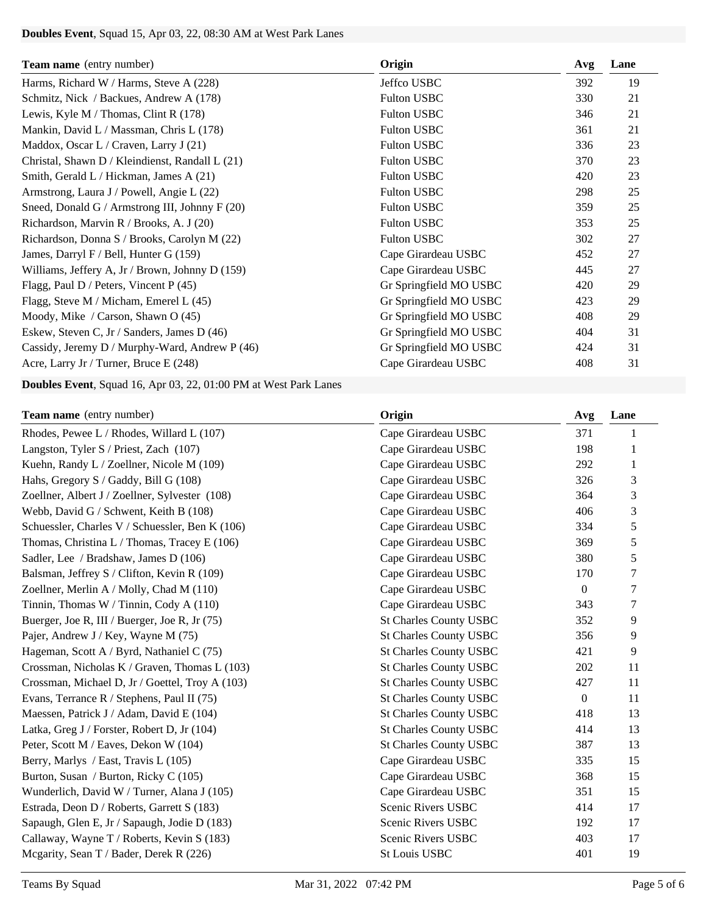**Doubles Event**, Squad 15, Apr 03, 22, 08:30 AM at West Park Lanes

| **Team name** (entry number) | **Origin** | **Avg** | **Lane** |
|---|---|---|---|
| Harms, Richard W / Harms, Steve A (228) | Jeffco USBC | 392 | 19 |
| Schmitz, Nick / Backues, Andrew A (178) | Fulton USBC | 330 | 21 |
| Lewis, Kyle M / Thomas, Clint R (178) | Fulton USBC | 346 | 21 |
| Mankin, David L / Massman, Chris L (178) | Fulton USBC | 361 | 21 |
| Maddox, Oscar L / Craven, Larry J (21) | Fulton USBC | 336 | 23 |
| Christal, Shawn D / Kleindienst, Randall L (21) | Fulton USBC | 370 | 23 |
| Smith, Gerald L / Hickman, James A (21) | Fulton USBC | 420 | 23 |
| Armstrong, Laura J / Powell, Angie L (22) | Fulton USBC | 298 | 25 |
| Sneed, Donald G / Armstrong III, Johnny F (20) | Fulton USBC | 359 | 25 |
| Richardson, Marvin R / Brooks, A. J (20) | Fulton USBC | 353 | 25 |
| Richardson, Donna S / Brooks, Carolyn M (22) | Fulton USBC | 302 | 27 |
| James, Darryl F / Bell, Hunter G (159) | Cape Girardeau USBC | 452 | 27 |
| Williams, Jeffery A, Jr / Brown, Johnny D (159) | Cape Girardeau USBC | 445 | 27 |
| Flagg, Paul D / Peters, Vincent P (45) | Gr Springfield MO USBC | 420 | 29 |
| Flagg, Steve M / Micham, Emerel L (45) | Gr Springfield MO USBC | 423 | 29 |
| Moody, Mike / Carson, Shawn O (45) | Gr Springfield MO USBC | 408 | 29 |
| Eskew, Steven C, Jr / Sanders, James D (46) | Gr Springfield MO USBC | 404 | 31 |
| Cassidy, Jeremy D / Murphy-Ward, Andrew P (46) | Gr Springfield MO USBC | 424 | 31 |
| Acre, Larry Jr / Turner, Bruce E (248) | Cape Girardeau USBC | 408 | 31 |

**Doubles Event**, Squad 16, Apr 03, 22, 01:00 PM at West Park Lanes

| **Team name** (entry number) | **Origin** | **Avg** | **Lane** |
|---|---|---|---|
| Rhodes, Pewee L / Rhodes, Willard L (107) | Cape Girardeau USBC | 371 | 1 |
| Langston, Tyler S / Priest, Zach (107) | Cape Girardeau USBC | 198 | 1 |
| Kuehn, Randy L / Zoellner, Nicole M (109) | Cape Girardeau USBC | 292 | 1 |
| Hahs, Gregory S / Gaddy, Bill G (108) | Cape Girardeau USBC | 326 | 3 |
| Zoellner, Albert J / Zoellner, Sylvester (108) | Cape Girardeau USBC | 364 | 3 |
| Webb, David G / Schwent, Keith B (108) | Cape Girardeau USBC | 406 | 3 |
| Schuessler, Charles V / Schuessler, Ben K (106) | Cape Girardeau USBC | 334 | 5 |
| Thomas, Christina L / Thomas, Tracey E (106) | Cape Girardeau USBC | 369 | 5 |
| Sadler, Lee / Bradshaw, James D (106) | Cape Girardeau USBC | 380 | 5 |
| Balsman, Jeffrey S / Clifton, Kevin R (109) | Cape Girardeau USBC | 170 | 7 |
| Zoellner, Merlin A / Molly, Chad M (110) | Cape Girardeau USBC | 0 | 7 |
| Tinnin, Thomas W / Tinnin, Cody A (110) | Cape Girardeau USBC | 343 | 7 |
| Buerger, Joe R, III / Buerger, Joe R, Jr (75) | St Charles County USBC | 352 | 9 |
| Pajer, Andrew J / Key, Wayne M (75) | St Charles County USBC | 356 | 9 |
| Hageman, Scott A / Byrd, Nathaniel C (75) | St Charles County USBC | 421 | 9 |
| Crossman, Nicholas K / Graven, Thomas L (103) | St Charles County USBC | 202 | 11 |
| Crossman, Michael D, Jr / Goettel, Troy A (103) | St Charles County USBC | 427 | 11 |
| Evans, Terrance R / Stephens, Paul II (75) | St Charles County USBC | 0 | 11 |
| Maessen, Patrick J / Adam, David E (104) | St Charles County USBC | 418 | 13 |
| Latka, Greg J / Forster, Robert D, Jr (104) | St Charles County USBC | 414 | 13 |
| Peter, Scott M / Eaves, Dekon W (104) | St Charles County USBC | 387 | 13 |
| Berry, Marlys / East, Travis L (105) | Cape Girardeau USBC | 335 | 15 |
| Burton, Susan / Burton, Ricky C (105) | Cape Girardeau USBC | 368 | 15 |
| Wunderlich, David W / Turner, Alana J (105) | Cape Girardeau USBC | 351 | 15 |
| Estrada, Deon D / Roberts, Garrett S (183) | Scenic Rivers USBC | 414 | 17 |
| Sapaugh, Glen E, Jr / Sapaugh, Jodie D (183) | Scenic Rivers USBC | 192 | 17 |
| Callaway, Wayne T / Roberts, Kevin S (183) | Scenic Rivers USBC | 403 | 17 |
| Mcgarity, Sean T / Bader, Derek R (226) | St Louis USBC | 401 | 19 |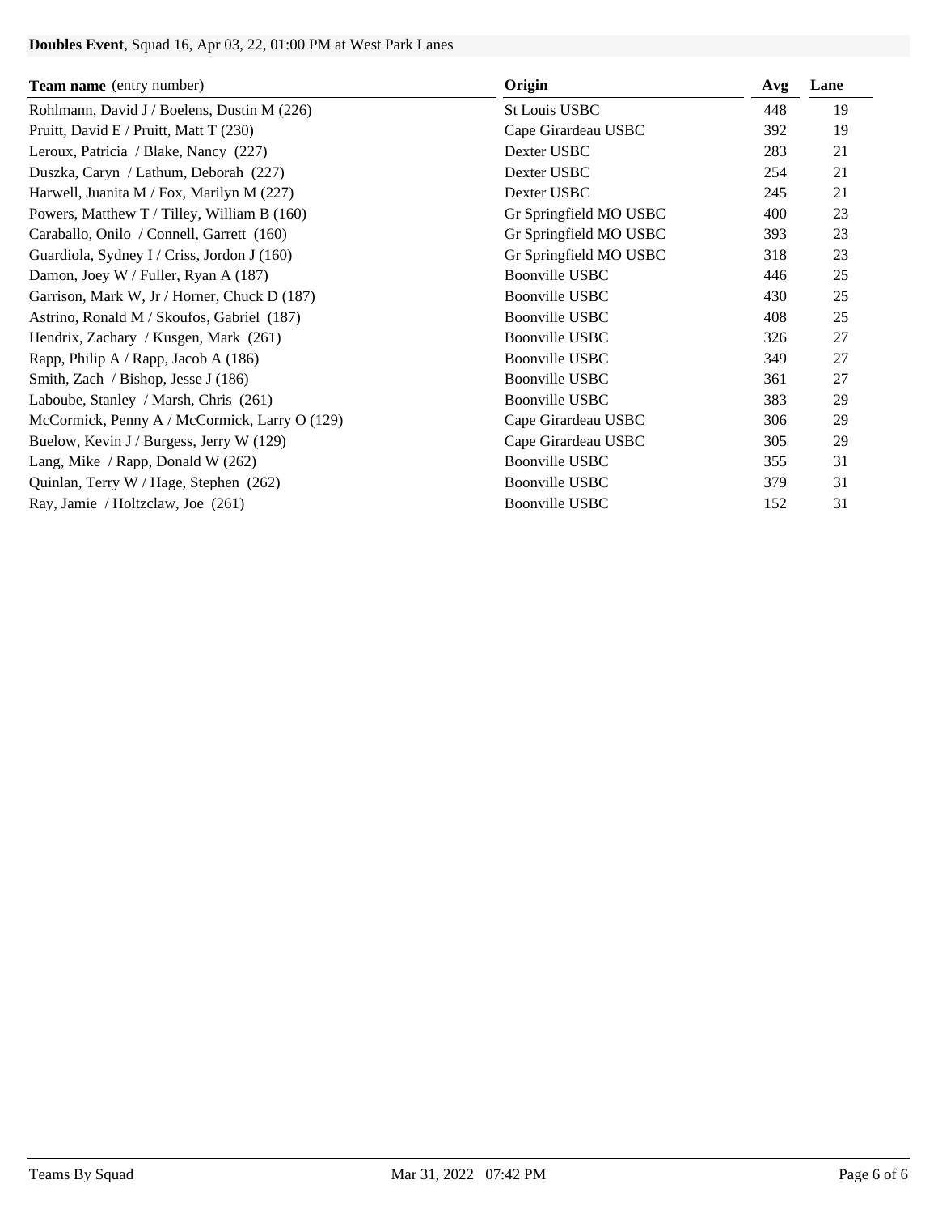**Doubles Event**, Squad 16, Apr 03, 22, 01:00 PM at West Park Lanes

| **Team name** (entry number) | **Origin** | **Avg** | **Lane** |
|---|---|---|---|
| Rohlmann, David J / Boelens, Dustin M (226) | St Louis USBC | 448 | 19 |
| Pruitt, David E / Pruitt, Matt T (230) | Cape Girardeau USBC | 392 | 19 |
| Leroux, Patricia / Blake, Nancy (227) | Dexter USBC | 283 | 21 |
| Duszka, Caryn / Lathum, Deborah (227) | Dexter USBC | 254 | 21 |
| Harwell, Juanita M / Fox, Marilyn M (227) | Dexter USBC | 245 | 21 |
| Powers, Matthew T / Tilley, William B (160) | Gr Springfield MO USBC | 400 | 23 |
| Caraballo, Onilo / Connell, Garrett (160) | Gr Springfield MO USBC | 393 | 23 |
| Guardiola, Sydney I / Criss, Jordon J (160) | Gr Springfield MO USBC | 318 | 23 |
| Damon, Joey W / Fuller, Ryan A (187) | Boonville USBC | 446 | 25 |
| Garrison, Mark W, Jr / Horner, Chuck D (187) | Boonville USBC | 430 | 25 |
| Astrino, Ronald M / Skoufos, Gabriel (187) | Boonville USBC | 408 | 25 |
| Hendrix, Zachary / Kusgen, Mark (261) | Boonville USBC | 326 | 27 |
| Rapp, Philip A / Rapp, Jacob A (186) | Boonville USBC | 349 | 27 |
| Smith, Zach / Bishop, Jesse J (186) | Boonville USBC | 361 | 27 |
| Laboube, Stanley / Marsh, Chris (261) | Boonville USBC | 383 | 29 |
| McCormick, Penny A / McCormick, Larry O (129) | Cape Girardeau USBC | 306 | 29 |
| Buelow, Kevin J / Burgess, Jerry W (129) | Cape Girardeau USBC | 305 | 29 |
| Lang, Mike / Rapp, Donald W (262) | Boonville USBC | 355 | 31 |
| Quinlan, Terry W / Hage, Stephen (262) | Boonville USBC | 379 | 31 |
| Ray, Jamie / Holtzclaw, Joe (261) | Boonville USBC | 152 | 31 |